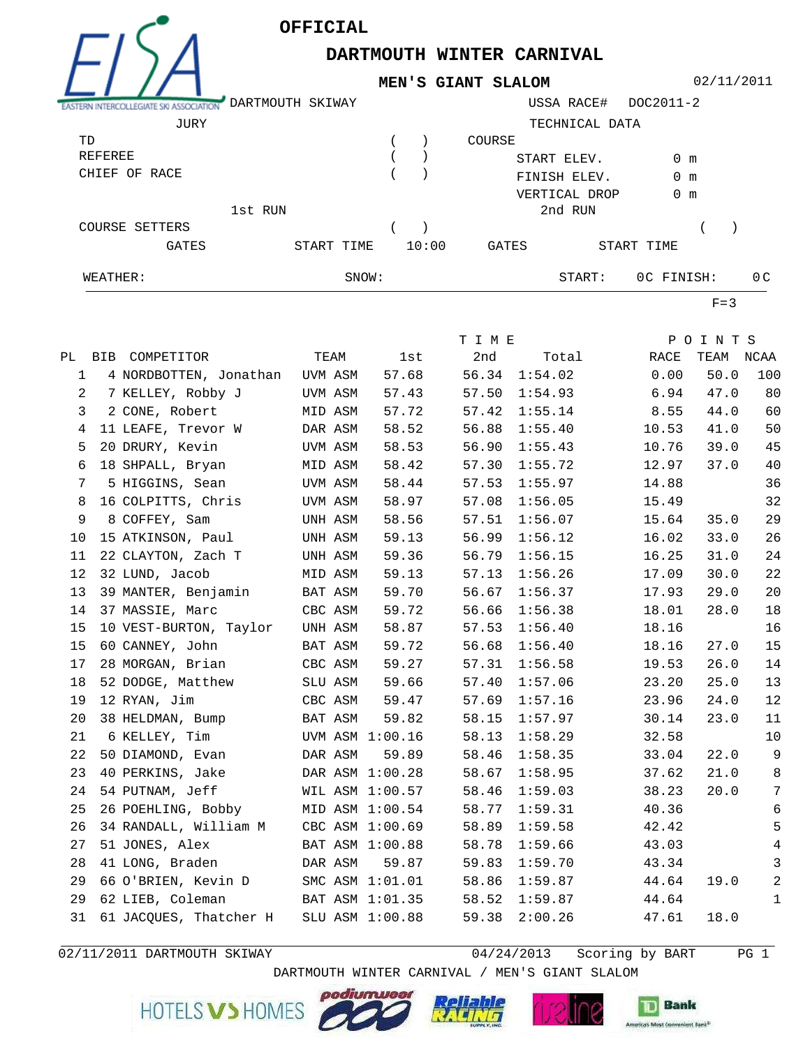EISA — EASTERN INTERCOLLEGIATE SKI ASSOCIATION

# OFFICIAL

## DARTMOUTH WINTER CARNIVAL

### MEN'S GIANT SLALOM

02/11/2011

DARTMOUTH SKIWAY — USSA RACE# DOC2011-2

| JURY | | TECHNICAL DATA | |
|---|---|---|---|
| TD | ( ) | COURSE | |
| REFEREE | ( ) | START ELEV. | 0 m |
| CHIEF OF RACE | ( ) | FINISH ELEV. | 0 m |
| | | VERTICAL DROP | 0 m |

| | 1st RUN | | 2nd RUN | |
|---|---|---|---|---|
| COURSE SETTERS | ( ) | | ( ) | |
| GATES | START TIME | 10:00 | GATES | START TIME |

WEATHER: SNOW: START: 0C FINISH: 0C

F=3

| PL | BIB | COMPETITOR | TEAM | 1st | 2nd | Total | RACE | TEAM | NCAA |
|---|---|---|---|---|---|---|---|---|---|
| 1 | 4 | NORDBOTTEN, Jonathan | UVM ASM | 57.68 | 56.34 | 1:54.02 | 0.00 | 50.0 | 100 |
| 2 | 7 | KELLEY, Robby J | UVM ASM | 57.43 | 57.50 | 1:54.93 | 6.94 | 47.0 | 80 |
| 3 | 2 | CONE, Robert | MID ASM | 57.72 | 57.42 | 1:55.14 | 8.55 | 44.0 | 60 |
| 4 | 11 | LEAFE, Trevor W | DAR ASM | 58.52 | 56.88 | 1:55.40 | 10.53 | 41.0 | 50 |
| 5 | 20 | DRURY, Kevin | UVM ASM | 58.53 | 56.90 | 1:55.43 | 10.76 | 39.0 | 45 |
| 6 | 18 | SHPALL, Bryan | MID ASM | 58.42 | 57.30 | 1:55.72 | 12.97 | 37.0 | 40 |
| 7 | 5 | HIGGINS, Sean | UVM ASM | 58.44 | 57.53 | 1:55.97 | 14.88 | | 36 |
| 8 | 16 | COLPITTS, Chris | UVM ASM | 58.97 | 57.08 | 1:56.05 | 15.49 | | 32 |
| 9 | 8 | COFFEY, Sam | UNH ASM | 58.56 | 57.51 | 1:56.07 | 15.64 | 35.0 | 29 |
| 10 | 15 | ATKINSON, Paul | UNH ASM | 59.13 | 56.99 | 1:56.12 | 16.02 | 33.0 | 26 |
| 11 | 22 | CLAYTON, Zach T | UNH ASM | 59.36 | 56.79 | 1:56.15 | 16.25 | 31.0 | 24 |
| 12 | 32 | LUND, Jacob | MID ASM | 59.13 | 57.13 | 1:56.26 | 17.09 | 30.0 | 22 |
| 13 | 39 | MANTER, Benjamin | BAT ASM | 59.70 | 56.67 | 1:56.37 | 17.93 | 29.0 | 20 |
| 14 | 37 | MASSIE, Marc | CBC ASM | 59.72 | 56.66 | 1:56.38 | 18.01 | 28.0 | 18 |
| 15 | 10 | VEST-BURTON, Taylor | UNH ASM | 58.87 | 57.53 | 1:56.40 | 18.16 | | 16 |
| 15 | 60 | CANNEY, John | BAT ASM | 59.72 | 56.68 | 1:56.40 | 18.16 | 27.0 | 15 |
| 17 | 28 | MORGAN, Brian | CBC ASM | 59.27 | 57.31 | 1:56.58 | 19.53 | 26.0 | 14 |
| 18 | 52 | DODGE, Matthew | SLU ASM | 59.66 | 57.40 | 1:57.06 | 23.20 | 25.0 | 13 |
| 19 | 12 | RYAN, Jim | CBC ASM | 59.47 | 57.69 | 1:57.16 | 23.96 | 24.0 | 12 |
| 20 | 38 | HELDMAN, Bump | BAT ASM | 59.82 | 58.15 | 1:57.97 | 30.14 | 23.0 | 11 |
| 21 | 6 | KELLEY, Tim | UVM ASM | 1:00.16 | 58.13 | 1:58.29 | 32.58 | | 10 |
| 22 | 50 | DIAMOND, Evan | DAR ASM | 59.89 | 58.46 | 1:58.35 | 33.04 | 22.0 | 9 |
| 23 | 40 | PERKINS, Jake | DAR ASM | 1:00.28 | 58.67 | 1:58.95 | 37.62 | 21.0 | 8 |
| 24 | 54 | PUTNAM, Jeff | WIL ASM | 1:00.57 | 58.46 | 1:59.03 | 38.23 | 20.0 | 7 |
| 25 | 26 | POEHLING, Bobby | MID ASM | 1:00.54 | 58.77 | 1:59.31 | 40.36 | | 6 |
| 26 | 34 | RANDALL, William M | CBC ASM | 1:00.69 | 58.89 | 1:59.58 | 42.42 | | 5 |
| 27 | 51 | JONES, Alex | BAT ASM | 1:00.88 | 58.78 | 1:59.66 | 43.03 | | 4 |
| 28 | 41 | LONG, Braden | DAR ASM | 59.87 | 59.83 | 1:59.70 | 43.34 | | 3 |
| 29 | 66 | O'BRIEN, Kevin D | SMC ASM | 1:01.01 | 58.86 | 1:59.87 | 44.64 | 19.0 | 2 |
| 29 | 62 | LIEB, Coleman | BAT ASM | 1:01.35 | 58.52 | 1:59.87 | 44.64 | | 1 |
| 31 | 61 | JACQUES, Thatcher H | SLU ASM | 1:00.88 | 59.38 | 2:00.26 | 47.61 | 18.0 | |

02/11/2011 DARTMOUTH SKIWAY — 04/24/2013 Scoring by BART

DARTMOUTH WINTER CARNIVAL / MEN'S GIANT SLALOM

HOTELS VS HOMES — podiumwear — Reliable Racing Supply, Inc. — fireline — TD Bank America's Most Convenient Bank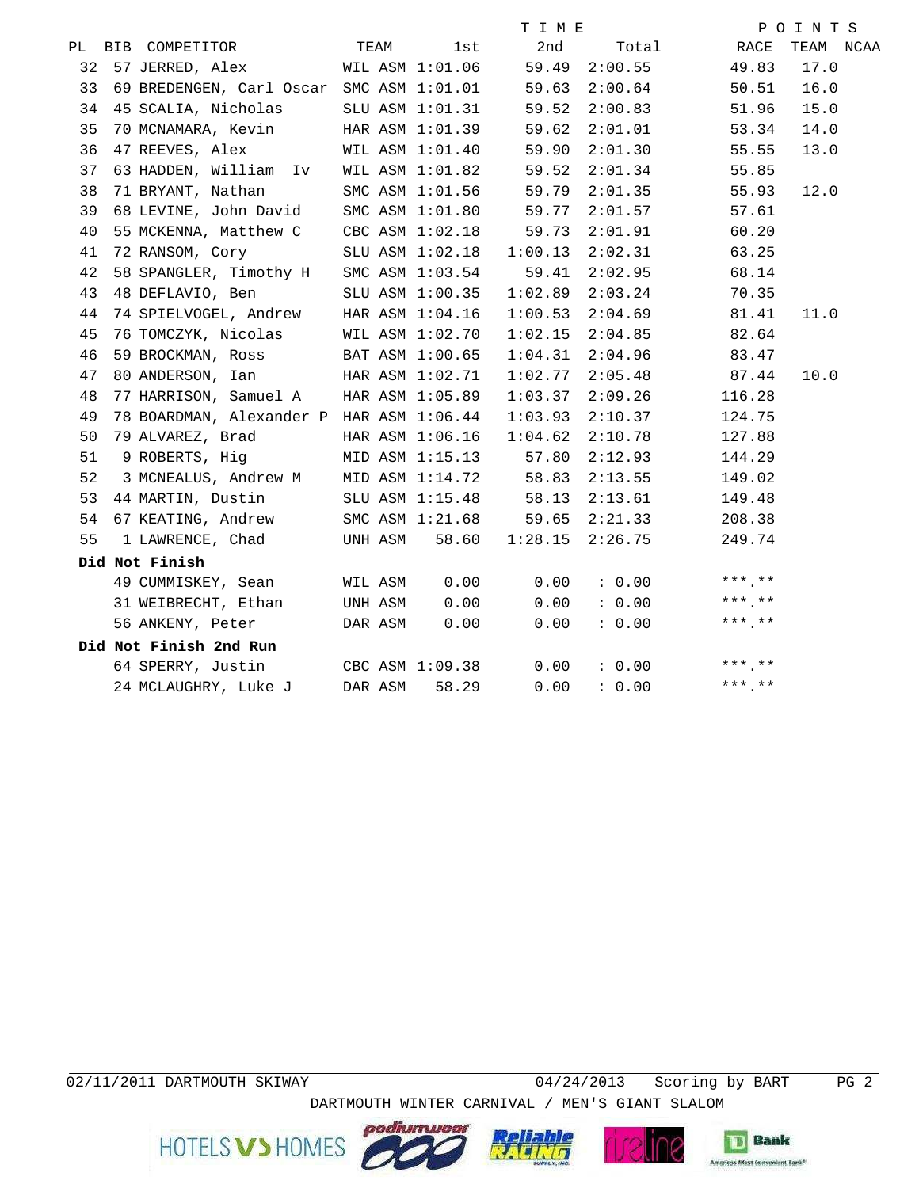| PL | BIB | COMPETITOR | TEAM | TIME 1st | 2nd | Total | POINTS RACE | TEAM | NCAA |
|---|---|---|---|---|---|---|---|---|---|
| 32 | 57 | JERRED, Alex | WIL ASM | 1:01.06 | 59.49 | 2:00.55 | 49.83 | 17.0 | |
| 33 | 69 | BREDENGEN, Carl Oscar | SMC ASM | 1:01.01 | 59.63 | 2:00.64 | 50.51 | 16.0 | |
| 34 | 45 | SCALIA, Nicholas | SLU ASM | 1:01.31 | 59.52 | 2:00.83 | 51.96 | 15.0 | |
| 35 | 70 | MCNAMARA, Kevin | HAR ASM | 1:01.39 | 59.62 | 2:01.01 | 53.34 | 14.0 | |
| 36 | 47 | REEVES, Alex | WIL ASM | 1:01.40 | 59.90 | 2:01.30 | 55.55 | 13.0 | |
| 37 | 63 | HADDEN, William Iv | WIL ASM | 1:01.82 | 59.52 | 2:01.34 | 55.85 | | |
| 38 | 71 | BRYANT, Nathan | SMC ASM | 1:01.56 | 59.79 | 2:01.35 | 55.93 | 12.0 | |
| 39 | 68 | LEVINE, John David | SMC ASM | 1:01.80 | 59.77 | 2:01.57 | 57.61 | | |
| 40 | 55 | MCKENNA, Matthew C | CBC ASM | 1:02.18 | 59.73 | 2:01.91 | 60.20 | | |
| 41 | 72 | RANSOM, Cory | SLU ASM | 1:02.18 | 1:00.13 | 2:02.31 | 63.25 | | |
| 42 | 58 | SPANGLER, Timothy H | SMC ASM | 1:03.54 | 59.41 | 2:02.95 | 68.14 | | |
| 43 | 48 | DEFLAVIO, Ben | SLU ASM | 1:00.35 | 1:02.89 | 2:03.24 | 70.35 | | |
| 44 | 74 | SPIELVOGEL, Andrew | HAR ASM | 1:04.16 | 1:00.53 | 2:04.69 | 81.41 | 11.0 | |
| 45 | 76 | TOMCZYK, Nicolas | WIL ASM | 1:02.70 | 1:02.15 | 2:04.85 | 82.64 | | |
| 46 | 59 | BROCKMAN, Ross | BAT ASM | 1:00.65 | 1:04.31 | 2:04.96 | 83.47 | | |
| 47 | 80 | ANDERSON, Ian | HAR ASM | 1:02.71 | 1:02.77 | 2:05.48 | 87.44 | 10.0 | |
| 48 | 77 | HARRISON, Samuel A | HAR ASM | 1:05.89 | 1:03.37 | 2:09.26 | 116.28 | | |
| 49 | 78 | BOARDMAN, Alexander P | HAR ASM | 1:06.44 | 1:03.93 | 2:10.37 | 124.75 | | |
| 50 | 79 | ALVAREZ, Brad | HAR ASM | 1:06.16 | 1:04.62 | 2:10.78 | 127.88 | | |
| 51 | 9 | ROBERTS, Hig | MID ASM | 1:15.13 | 57.80 | 2:12.93 | 144.29 | | |
| 52 | 3 | MCNEALUS, Andrew M | MID ASM | 1:14.72 | 58.83 | 2:13.55 | 149.02 | | |
| 53 | 44 | MARTIN, Dustin | SLU ASM | 1:15.48 | 58.13 | 2:13.61 | 149.48 | | |
| 54 | 67 | KEATING, Andrew | SMC ASM | 1:21.68 | 59.65 | 2:21.33 | 208.38 | | |
| 55 | 1 | LAWRENCE, Chad | UNH ASM | 58.60 | 1:28.15 | 2:26.75 | 249.74 | | |
| **Did Not Finish** | | | | | | | | | |
| | 49 | CUMMISKEY, Sean | WIL ASM | 0.00 | 0.00 | : 0.00 | ***.** | | |
| | 31 | WEIBRECHT, Ethan | UNH ASM | 0.00 | 0.00 | : 0.00 | ***.** | | |
| | 56 | ANKENY, Peter | DAR ASM | 0.00 | 0.00 | : 0.00 | ***.** | | |
| **Did Not Finish 2nd Run** | | | | | | | | | |
| | 64 | SPERRY, Justin | CBC ASM | 1:09.38 | 0.00 | : 0.00 | ***.** | | |
| | 24 | MCLAUGHRY, Luke J | DAR ASM | 58.29 | 0.00 | : 0.00 | ***.** | | |

02/11/2011 DARTMOUTH SKIWAY 04/24/2013 Scoring by BART

DARTMOUTH WINTER CARNIVAL / MEN'S GIANT SLALOM